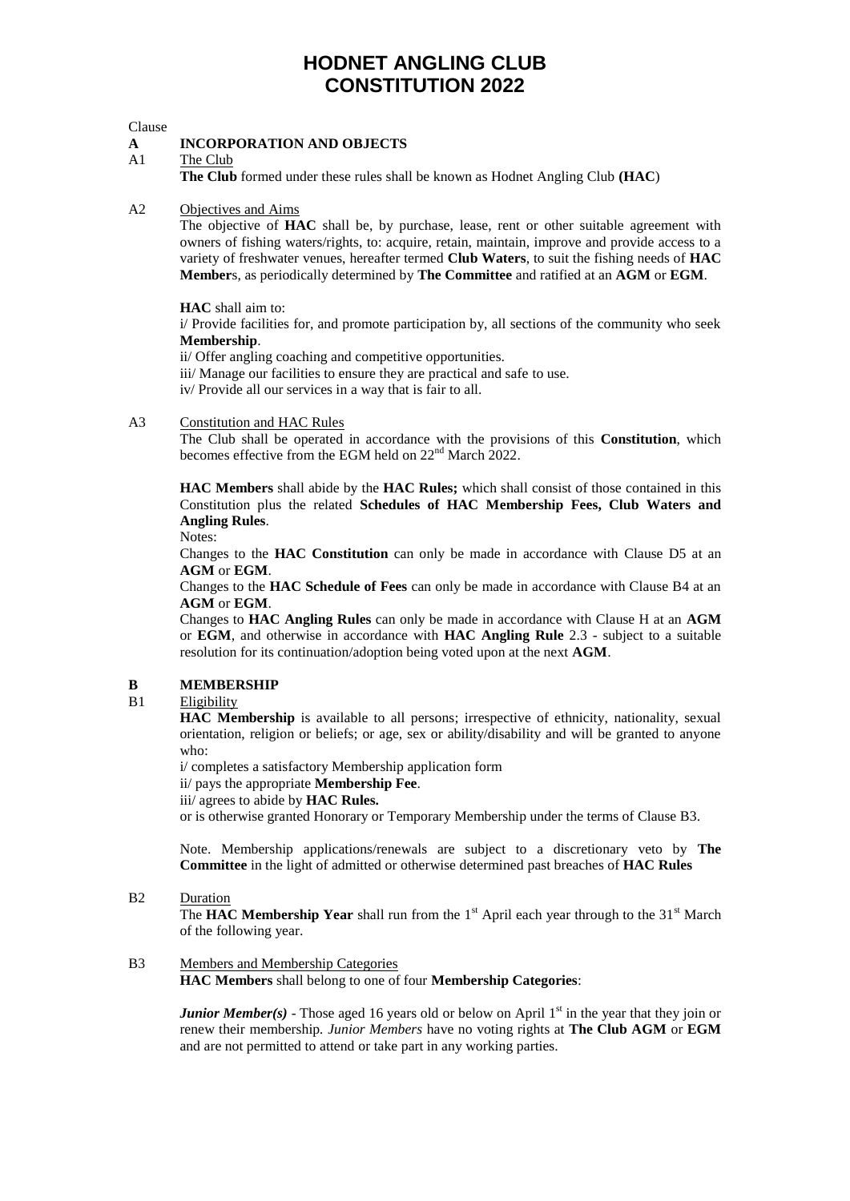# HODNET ANGLING CLUB
# CONSTITUTION 2022

Clause

## A INCORPORATION AND OBJECTS

A1 The Club

**The Club** formed under these rules shall be known as Hodnet Angling Club **(HAC)**

A2 Objectives and Aims

The objective of **HAC** shall be, by purchase, lease, rent or other suitable agreement with owners of fishing waters/rights, to: acquire, retain, maintain, improve and provide access to a variety of freshwater venues, hereafter termed **Club Waters**, to suit the fishing needs of **HAC Member**s, as periodically determined by **The Committee** and ratified at an **AGM** or **EGM**.

**HAC** shall aim to:

i/ Provide facilities for, and promote participation by, all sections of the community who seek **Membership**.

ii/ Offer angling coaching and competitive opportunities.

iii/ Manage our facilities to ensure they are practical and safe to use.

iv/ Provide all our services in a way that is fair to all.

A3 Constitution and HAC Rules

The Club shall be operated in accordance with the provisions of this **Constitution**, which becomes effective from the EGM held on 22nd March 2022.

**HAC Members** shall abide by the **HAC Rules;** which shall consist of those contained in this Constitution plus the related **Schedules of HAC Membership Fees, Club Waters and Angling Rules**.

Notes:

Changes to the **HAC Constitution** can only be made in accordance with Clause D5 at an **AGM** or **EGM**.

Changes to the **HAC Schedule of Fees** can only be made in accordance with Clause B4 at an **AGM** or **EGM**.

Changes to **HAC Angling Rules** can only be made in accordance with Clause H at an **AGM** or **EGM**, and otherwise in accordance with **HAC Angling Rule** 2.3 - subject to a suitable resolution for its continuation/adoption being voted upon at the next **AGM**.

## B MEMBERSHIP

B1 Eligibility

**HAC Membership** is available to all persons; irrespective of ethnicity, nationality, sexual orientation, religion or beliefs; or age, sex or ability/disability and will be granted to anyone who:

i/ completes a satisfactory Membership application form

ii/ pays the appropriate **Membership Fee**.

iii/ agrees to abide by **HAC Rules.**

or is otherwise granted Honorary or Temporary Membership under the terms of Clause B3.

Note. Membership applications/renewals are subject to a discretionary veto by **The Committee** in the light of admitted or otherwise determined past breaches of **HAC Rules**

B2 Duration

The **HAC Membership Year** shall run from the 1st April each year through to the 31st March of the following year.

B3 Members and Membership Categories

**HAC Members** shall belong to one of four **Membership Categories**:

***Junior Member(s)*** - Those aged 16 years old or below on April 1st in the year that they join or renew their membership. *Junior Members* have no voting rights at **The Club AGM** or **EGM** and are not permitted to attend or take part in any working parties.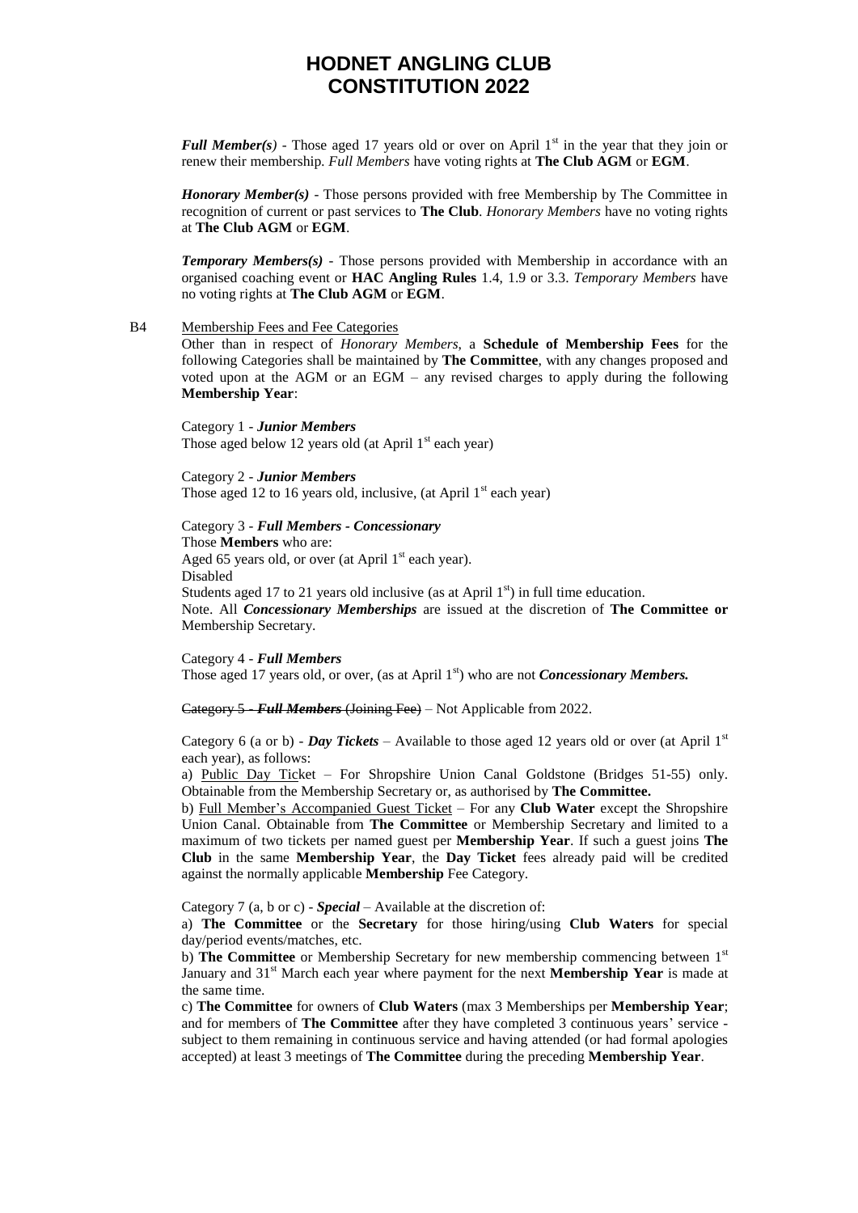*Full Member(s)* - Those aged 17 years old or over on April 1st in the year that they join or renew their membership. *Full Members* have voting rights at **The Club AGM** or **EGM**.

*Honorary Member(s)* - Those persons provided with free Membership by The Committee in recognition of current or past services to **The Club**. *Honorary Members* have no voting rights at **The Club AGM** or **EGM**.

*Temporary Members(s)* - Those persons provided with Membership in accordance with an organised coaching event or **HAC Angling Rules** 1.4, 1.9 or 3.3. *Temporary Members* have no voting rights at **The Club AGM** or **EGM**.

B4 Membership Fees and Fee Categories

Other than in respect of *Honorary Members*, a **Schedule of Membership Fees** for the following Categories shall be maintained by **The Committee**, with any changes proposed and voted upon at the AGM or an EGM – any revised charges to apply during the following **Membership Year**:

Category 1 - ***Junior Members***
Those aged below 12 years old (at April 1st each year)

Category 2 - ***Junior Members***
Those aged 12 to 16 years old, inclusive, (at April 1st each year)

Category 3 - ***Full Members - Concessionary***
Those **Members** who are:
Aged 65 years old, or over (at April 1st each year).
Disabled
Students aged 17 to 21 years old inclusive (as at April 1st) in full time education.
Note. All ***Concessionary Memberships*** are issued at the discretion of **The Committee or** Membership Secretary.

Category 4 - ***Full Members***
Those aged 17 years old, or over, (as at April 1st) who are not ***Concessionary Members.***

~~Category 5 - ***Full Members*** (Joining Fee)~~ – Not Applicable from 2022.

Category 6 (a or b) - ***Day Tickets*** – Available to those aged 12 years old or over (at April 1st each year), as follows:

a) Public Day Ticket – For Shropshire Union Canal Goldstone (Bridges 51-55) only. Obtainable from the Membership Secretary or, as authorised by **The Committee.**

b) Full Member's Accompanied Guest Ticket – For any **Club Water** except the Shropshire Union Canal. Obtainable from **The Committee** or Membership Secretary and limited to a maximum of two tickets per named guest per **Membership Year**. If such a guest joins **The Club** in the same **Membership Year**, the **Day Ticket** fees already paid will be credited against the normally applicable **Membership** Fee Category.

Category 7 (a, b or c) - ***Special*** – Available at the discretion of:

a) **The Committee** or the **Secretary** for those hiring/using **Club Waters** for special day/period events/matches, etc.

b) **The Committee** or Membership Secretary for new membership commencing between 1st January and 31st March each year where payment for the next **Membership Year** is made at the same time.

c) **The Committee** for owners of **Club Waters** (max 3 Memberships per **Membership Year**; and for members of **The Committee** after they have completed 3 continuous years' service - subject to them remaining in continuous service and having attended (or had formal apologies accepted) at least 3 meetings of **The Committee** during the preceding **Membership Year**.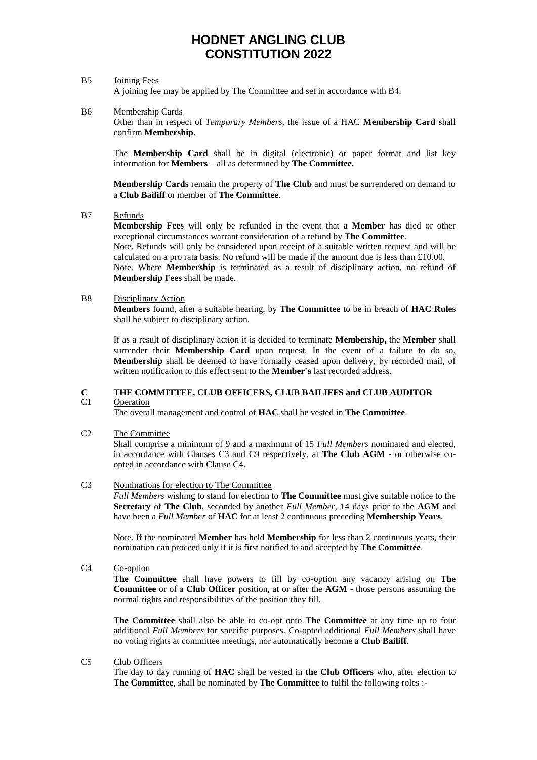# HODNET ANGLING CLUB CONSTITUTION 2022

B5 Joining Fees

A joining fee may be applied by The Committee and set in accordance with B4.

B6 Membership Cards

Other than in respect of *Temporary Members*, the issue of a HAC **Membership Card** shall confirm **Membership**.

The **Membership Card** shall be in digital (electronic) or paper format and list key information for **Members** – all as determined by **The Committee.**

**Membership Cards** remain the property of **The Club** and must be surrendered on demand to a **Club Bailiff** or member of **The Committee**.

B7 Refunds

**Membership Fees** will only be refunded in the event that a **Member** has died or other exceptional circumstances warrant consideration of a refund by **The Committee**.

Note. Refunds will only be considered upon receipt of a suitable written request and will be calculated on a pro rata basis. No refund will be made if the amount due is less than £10.00.

Note. Where **Membership** is terminated as a result of disciplinary action, no refund of **Membership Fees** shall be made.

B8 Disciplinary Action

**Members** found, after a suitable hearing, by **The Committee** to be in breach of **HAC Rules** shall be subject to disciplinary action.

If as a result of disciplinary action it is decided to terminate **Membership**, the **Member** shall surrender their **Membership Card** upon request. In the event of a failure to do so, **Membership** shall be deemed to have formally ceased upon delivery, by recorded mail, of written notification to this effect sent to the **Member's** last recorded address.

## C THE COMMITTEE, CLUB OFFICERS, CLUB BAILIFFS and CLUB AUDITOR

C1 Operation

The overall management and control of **HAC** shall be vested in **The Committee**.

C2 The Committee

Shall comprise a minimum of 9 and a maximum of 15 *Full Members* nominated and elected, in accordance with Clauses C3 and C9 respectively, at **The Club AGM** - or otherwise co-opted in accordance with Clause C4.

C3 Nominations for election to The Committee

*Full Members* wishing to stand for election to **The Committee** must give suitable notice to the **Secretary** of **The Club**, seconded by another *Full Member*, 14 days prior to the **AGM** and have been a *Full Member* of **HAC** for at least 2 continuous preceding **Membership Years**.

Note. If the nominated **Member** has held **Membership** for less than 2 continuous years, their nomination can proceed only if it is first notified to and accepted by **The Committee**.

C4 Co-option

**The Committee** shall have powers to fill by co-option any vacancy arising on **The Committee** or of a **Club Officer** position, at or after the **AGM** - those persons assuming the normal rights and responsibilities of the position they fill.

**The Committee** shall also be able to co-opt onto **The Committee** at any time up to four additional *Full Members* for specific purposes. Co-opted additional *Full Members* shall have no voting rights at committee meetings, nor automatically become a **Club Bailiff**.

C5 Club Officers

The day to day running of **HAC** shall be vested in **the Club Officers** who, after election to **The Committee**, shall be nominated by **The Committee** to fulfil the following roles :-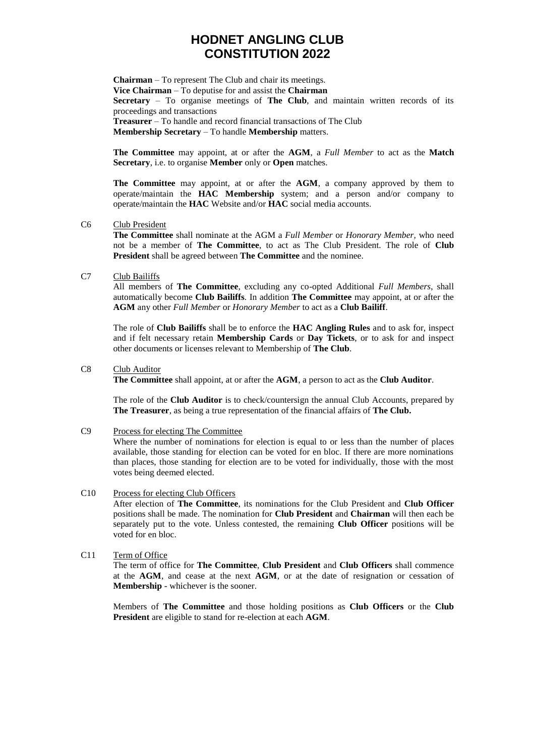**Chairman** – To represent The Club and chair its meetings.
**Vice Chairman** – To deputise for and assist the **Chairman**
**Secretary** – To organise meetings of **The Club**, and maintain written records of its proceedings and transactions
**Treasurer** – To handle and record financial transactions of The Club
**Membership Secretary** – To handle **Membership** matters.

**The Committee** may appoint, at or after the **AGM**, a *Full Member* to act as the **Match Secretary**, i.e. to organise **Member** only or **Open** matches.

**The Committee** may appoint, at or after the **AGM**, a company approved by them to operate/maintain the **HAC Membership** system; and a person and/or company to operate/maintain the **HAC** Website and/or **HAC** social media accounts.

C6 Club President

**The Committee** shall nominate at the AGM a *Full Member* or *Honorary Member*, who need not be a member of **The Committee**, to act as The Club President. The role of **Club President** shall be agreed between **The Committee** and the nominee.

C7 Club Bailiffs

All members of **The Committee**, excluding any co-opted Additional *Full Members*, shall automatically become **Club Bailiffs**. In addition **The Committee** may appoint, at or after the **AGM** any other *Full Member* or *Honorary Member* to act as a **Club Bailiff**.

The role of **Club Bailiffs** shall be to enforce the **HAC Angling Rules** and to ask for, inspect and if felt necessary retain **Membership Cards** or **Day Tickets**, or to ask for and inspect other documents or licenses relevant to Membership of **The Club**.

C8 Club Auditor

**The Committee** shall appoint, at or after the **AGM**, a person to act as the **Club Auditor**.

The role of the **Club Auditor** is to check/countersign the annual Club Accounts, prepared by **The Treasurer**, as being a true representation of the financial affairs of **The Club.**

C9 Process for electing The Committee

Where the number of nominations for election is equal to or less than the number of places available, those standing for election can be voted for en bloc. If there are more nominations than places, those standing for election are to be voted for individually, those with the most votes being deemed elected.

C10 Process for electing Club Officers

After election of **The Committee**, its nominations for the Club President and **Club Officer** positions shall be made. The nomination for **Club President** and **Chairman** will then each be separately put to the vote. Unless contested, the remaining **Club Officer** positions will be voted for en bloc.

C11 Term of Office

The term of office for **The Committee**, **Club President** and **Club Officers** shall commence at the **AGM**, and cease at the next **AGM**, or at the date of resignation or cessation of **Membership** - whichever is the sooner.

Members of **The Committee** and those holding positions as **Club Officers** or the **Club President** are eligible to stand for re-election at each **AGM**.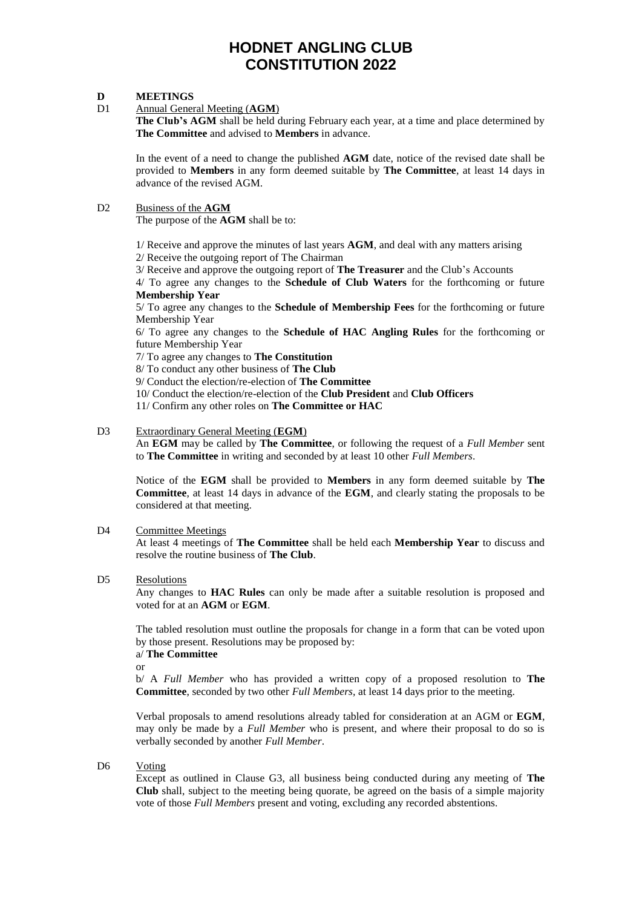# HODNET ANGLING CLUB CONSTITUTION 2022

## D MEETINGS

### D1 Annual General Meeting (**AGM**)

**The Club's AGM** shall be held during February each year, at a time and place determined by **The Committee** and advised to **Members** in advance.

In the event of a need to change the published **AGM** date, notice of the revised date shall be provided to **Members** in any form deemed suitable by **The Committee**, at least 14 days in advance of the revised AGM.

### D2 Business of the **AGM**

The purpose of the **AGM** shall be to:

1/ Receive and approve the minutes of last years **AGM**, and deal with any matters arising
2/ Receive the outgoing report of The Chairman
3/ Receive and approve the outgoing report of **The Treasurer** and the Club's Accounts
4/ To agree any changes to the **Schedule of Club Waters** for the forthcoming or future **Membership Year**
5/ To agree any changes to the **Schedule of Membership Fees** for the forthcoming or future Membership Year
6/ To agree any changes to the **Schedule of HAC Angling Rules** for the forthcoming or future Membership Year
7/ To agree any changes to **The Constitution**
8/ To conduct any other business of **The Club**
9/ Conduct the election/re-election of **The Committee**
10/ Conduct the election/re-election of the **Club President** and **Club Officers**
11/ Confirm any other roles on **The Committee or HAC**

### D3 Extraordinary General Meeting (**EGM**)

An **EGM** may be called by **The Committee**, or following the request of a *Full Member* sent to **The Committee** in writing and seconded by at least 10 other *Full Members*.

Notice of the **EGM** shall be provided to **Members** in any form deemed suitable by **The Committee**, at least 14 days in advance of the **EGM**, and clearly stating the proposals to be considered at that meeting.

### D4 Committee Meetings

At least 4 meetings of **The Committee** shall be held each **Membership Year** to discuss and resolve the routine business of **The Club**.

### D5 Resolutions

Any changes to **HAC Rules** can only be made after a suitable resolution is proposed and voted for at an **AGM** or **EGM**.

The tabled resolution must outline the proposals for change in a form that can be voted upon by those present. Resolutions may be proposed by:

a/ **The Committee**

or

b/ A *Full Member* who has provided a written copy of a proposed resolution to **The Committee**, seconded by two other *Full Members*, at least 14 days prior to the meeting.

Verbal proposals to amend resolutions already tabled for consideration at an AGM or **EGM**, may only be made by a *Full Member* who is present, and where their proposal to do so is verbally seconded by another *Full Member*.

### D6 Voting

Except as outlined in Clause G3, all business being conducted during any meeting of **The Club** shall, subject to the meeting being quorate, be agreed on the basis of a simple majority vote of those *Full Members* present and voting, excluding any recorded abstentions.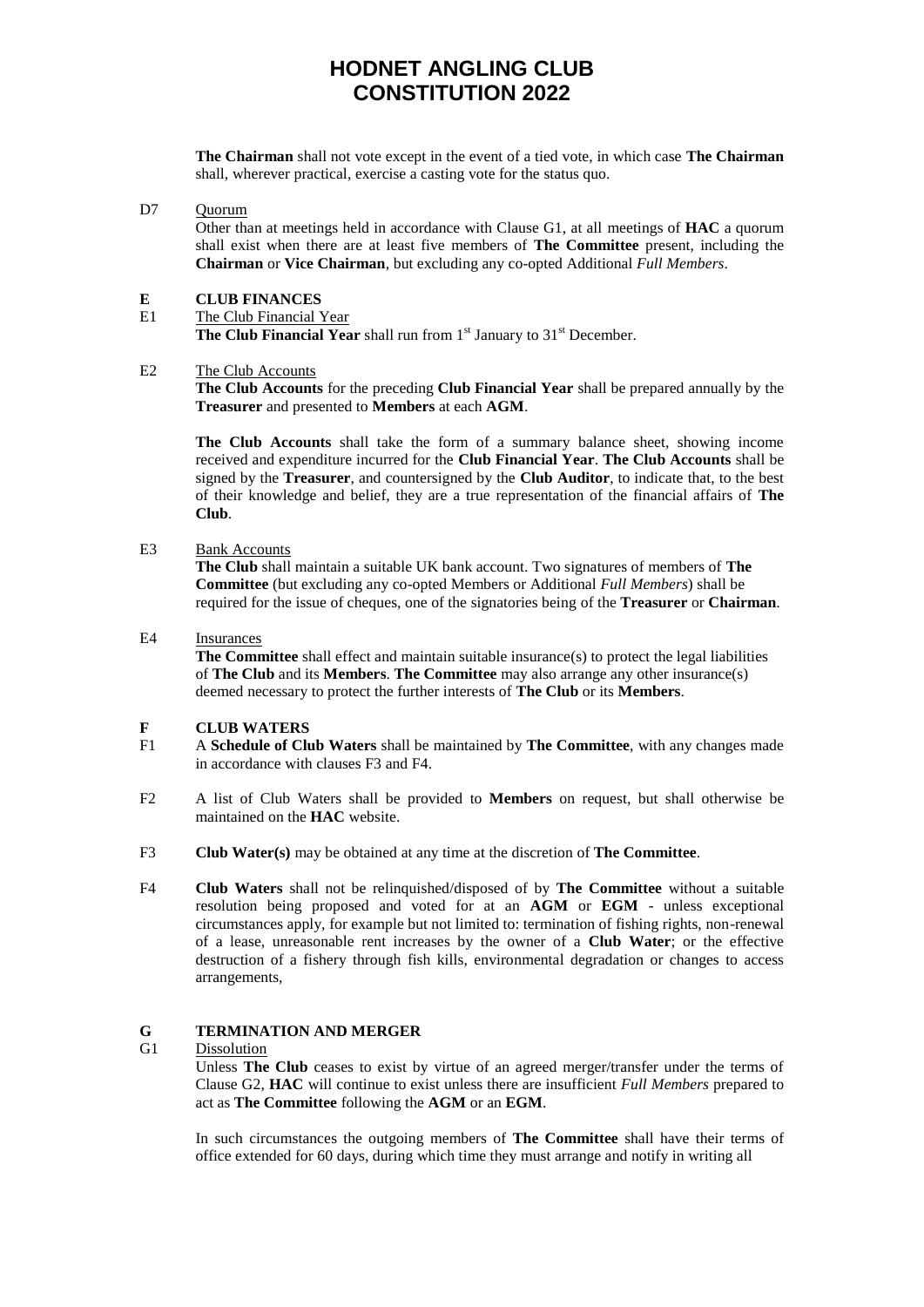**The Chairman** shall not vote except in the event of a tied vote, in which case **The Chairman** shall, wherever practical, exercise a casting vote for the status quo.

D7 Quorum

Other than at meetings held in accordance with Clause G1, at all meetings of **HAC** a quorum shall exist when there are at least five members of **The Committee** present, including the **Chairman** or **Vice Chairman**, but excluding any co-opted Additional *Full Members*.

## E CLUB FINANCES

E1 The Club Financial Year

**The Club Financial Year** shall run from 1st January to 31st December.

E2 The Club Accounts

**The Club Accounts** for the preceding **Club Financial Year** shall be prepared annually by the **Treasurer** and presented to **Members** at each **AGM**.

**The Club Accounts** shall take the form of a summary balance sheet, showing income received and expenditure incurred for the **Club Financial Year**. **The Club Accounts** shall be signed by the **Treasurer**, and countersigned by the **Club Auditor**, to indicate that, to the best of their knowledge and belief, they are a true representation of the financial affairs of **The Club**.

E3 Bank Accounts

**The Club** shall maintain a suitable UK bank account. Two signatures of members of **The Committee** (but excluding any co-opted Members or Additional *Full Members*) shall be required for the issue of cheques, one of the signatories being of the **Treasurer** or **Chairman**.

E4 Insurances

**The Committee** shall effect and maintain suitable insurance(s) to protect the legal liabilities of **The Club** and its **Members**. **The Committee** may also arrange any other insurance(s) deemed necessary to protect the further interests of **The Club** or its **Members**.

## F CLUB WATERS

F1 A **Schedule of Club Waters** shall be maintained by **The Committee**, with any changes made in accordance with clauses F3 and F4.

F2 A list of Club Waters shall be provided to **Members** on request, but shall otherwise be maintained on the **HAC** website.

F3 **Club Water(s)** may be obtained at any time at the discretion of **The Committee**.

F4 **Club Waters** shall not be relinquished/disposed of by **The Committee** without a suitable resolution being proposed and voted for at an **AGM** or **EGM** - unless exceptional circumstances apply, for example but not limited to: termination of fishing rights, non-renewal of a lease, unreasonable rent increases by the owner of a **Club Water**; or the effective destruction of a fishery through fish kills, environmental degradation or changes to access arrangements,

## G TERMINATION AND MERGER

G1 Dissolution

Unless **The Club** ceases to exist by virtue of an agreed merger/transfer under the terms of Clause G2, **HAC** will continue to exist unless there are insufficient *Full Members* prepared to act as **The Committee** following the **AGM** or an **EGM**.

In such circumstances the outgoing members of **The Committee** shall have their terms of office extended for 60 days, during which time they must arrange and notify in writing all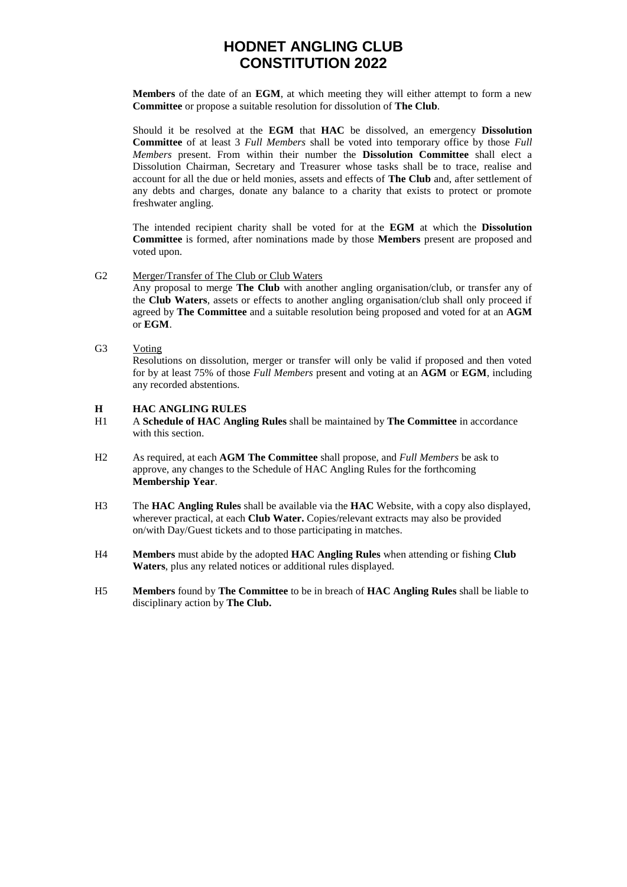**Members** of the date of an **EGM**, at which meeting they will either attempt to form a new **Committee** or propose a suitable resolution for dissolution of **The Club**.

Should it be resolved at the **EGM** that **HAC** be dissolved, an emergency **Dissolution Committee** of at least 3 *Full Members* shall be voted into temporary office by those *Full Members* present. From within their number the **Dissolution Committee** shall elect a Dissolution Chairman, Secretary and Treasurer whose tasks shall be to trace, realise and account for all the due or held monies, assets and effects of **The Club** and, after settlement of any debts and charges, donate any balance to a charity that exists to protect or promote freshwater angling.

The intended recipient charity shall be voted for at the **EGM** at which the **Dissolution Committee** is formed, after nominations made by those **Members** present are proposed and voted upon.

G2 Merger/Transfer of The Club or Club Waters

Any proposal to merge **The Club** with another angling organisation/club, or transfer any of the **Club Waters**, assets or effects to another angling organisation/club shall only proceed if agreed by **The Committee** and a suitable resolution being proposed and voted for at an **AGM** or **EGM**.

G3 Voting

Resolutions on dissolution, merger or transfer will only be valid if proposed and then voted for by at least 75% of those *Full Members* present and voting at an **AGM** or **EGM**, including any recorded abstentions.

## H HAC ANGLING RULES

H1 A **Schedule of HAC Angling Rules** shall be maintained by **The Committee** in accordance with this section.

H2 As required, at each **AGM The Committee** shall propose, and *Full Members* be ask to approve, any changes to the Schedule of HAC Angling Rules for the forthcoming **Membership Year**.

H3 The **HAC Angling Rules** shall be available via the **HAC** Website, with a copy also displayed, wherever practical, at each **Club Water.** Copies/relevant extracts may also be provided on/with Day/Guest tickets and to those participating in matches.

H4 **Members** must abide by the adopted **HAC Angling Rules** when attending or fishing **Club Waters**, plus any related notices or additional rules displayed.

H5 **Members** found by **The Committee** to be in breach of **HAC Angling Rules** shall be liable to disciplinary action by **The Club.**